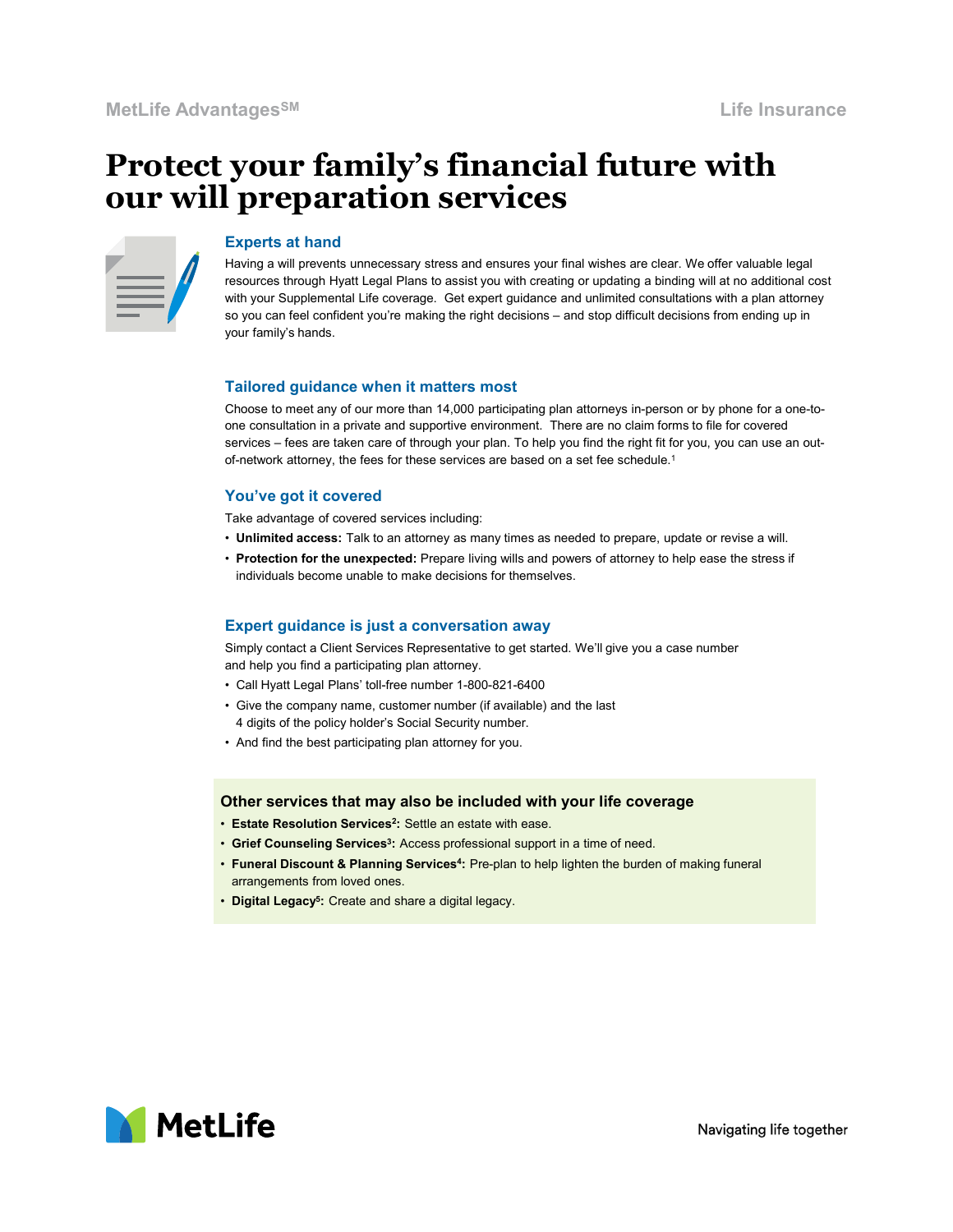# Protect your family's financial future with our will preparation services

## Experts at hand

Having a will prevents unnecessary stress and ensures your final wishes are clear. We offer valuable legal resources through Hyatt Legal Plans to assist you with creating or updating a binding will at no additional cost with your Supplemental Life coverage. Get expert guidance and unlimited consultations with a plan attorney so you can feel confident you're making the right decisions – and stop difficult decisions from ending up in your family's hands.

## Tailored guidance when it matters most

Choose to meet any of our more than 14,000 participating plan attorneys in-person or by phone for a one-to-one consultation in a private and supportive environment. There are no claim forms to file for covered services – fees are taken care of through your plan. To help you find the right fit for you, you can use an out-of-network attorney, the fees for these services are based on a set fee schedule.[1]

## You've got it covered

Take advantage of covered services including:

- **Unlimited access:** Talk to an attorney as many times as needed to prepare, update or revise a will.
- **Protection for the unexpected:** Prepare living wills and powers of attorney to help ease the stress if individuals become unable to make decisions for themselves.

## Expert guidance is just a conversation away

Simply contact a Client Services Representative to get started. We'll give you a case number and help you find a participating plan attorney.

- Call Hyatt Legal Plans' toll-free number 1-800-821-6400
- Give the company name, customer number (if available) and the last 4 digits of the policy holder's Social Security number.
- And find the best participating plan attorney for you.

### Other services that may also be included with your life coverage

- **Estate Resolution Services[2]:** Settle an estate with ease.
- **Grief Counseling Services[3]:** Access professional support in a time of need.
- **Funeral Discount & Planning Services[4]:** Pre-plan to help lighten the burden of making funeral arrangements from loved ones.
- **Digital Legacy[5]:** Create and share a digital legacy.

Navigating life together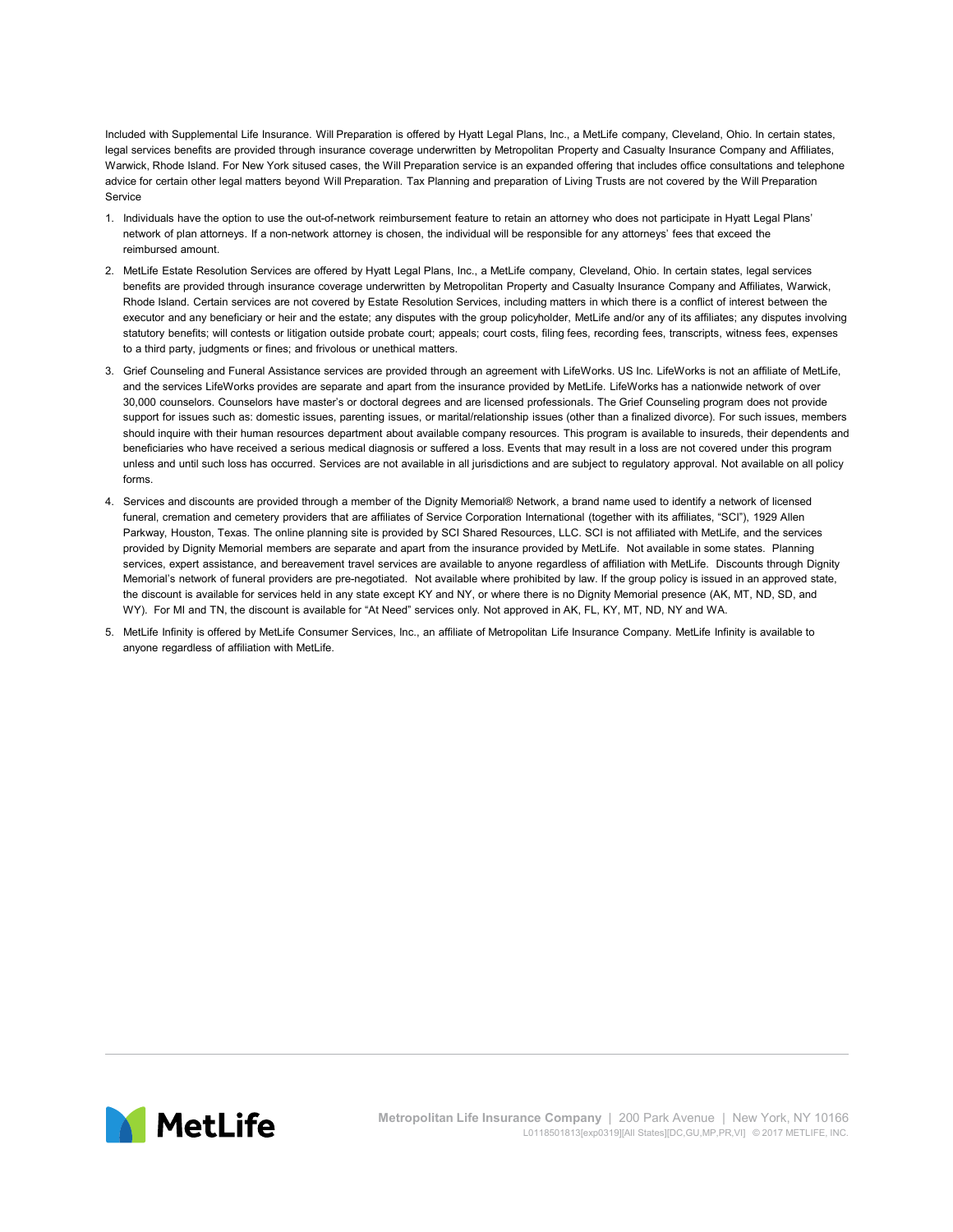Included with Supplemental Life Insurance. Will Preparation is offered by Hyatt Legal Plans, Inc., a MetLife company, Cleveland, Ohio. In certain states, legal services benefits are provided through insurance coverage underwritten by Metropolitan Property and Casualty Insurance Company and Affiliates, Warwick, Rhode Island. For New York sitused cases, the Will Preparation service is an expanded offering that includes office consultations and telephone advice for certain other legal matters beyond Will Preparation. Tax Planning and preparation of Living Trusts are not covered by the Will Preparation Service

1. Individuals have the option to use the out-of-network reimbursement feature to retain an attorney who does not participate in Hyatt Legal Plans' network of plan attorneys. If a non-network attorney is chosen, the individual will be responsible for any attorneys' fees that exceed the reimbursed amount.
2. MetLife Estate Resolution Services are offered by Hyatt Legal Plans, Inc., a MetLife company, Cleveland, Ohio. In certain states, legal services benefits are provided through insurance coverage underwritten by Metropolitan Property and Casualty Insurance Company and Affiliates, Warwick, Rhode Island. Certain services are not covered by Estate Resolution Services, including matters in which there is a conflict of interest between the executor and any beneficiary or heir and the estate; any disputes with the group policyholder, MetLife and/or any of its affiliates; any disputes involving statutory benefits; will contests or litigation outside probate court; appeals; court costs, filing fees, recording fees, transcripts, witness fees, expenses to a third party, judgments or fines; and frivolous or unethical matters.
3. Grief Counseling and Funeral Assistance services are provided through an agreement with LifeWorks. US Inc. LifeWorks is not an affiliate of MetLife, and the services LifeWorks provides are separate and apart from the insurance provided by MetLife. LifeWorks has a nationwide network of over 30,000 counselors. Counselors have master's or doctoral degrees and are licensed professionals. The Grief Counseling program does not provide support for issues such as: domestic issues, parenting issues, or marital/relationship issues (other than a finalized divorce). For such issues, members should inquire with their human resources department about available company resources. This program is available to insureds, their dependents and beneficiaries who have received a serious medical diagnosis or suffered a loss. Events that may result in a loss are not covered under this program unless and until such loss has occurred. Services are not available in all jurisdictions and are subject to regulatory approval. Not available on all policy forms.
4. Services and discounts are provided through a member of the Dignity Memorial® Network, a brand name used to identify a network of licensed funeral, cremation and cemetery providers that are affiliates of Service Corporation International (together with its affiliates, "SCI"), 1929 Allen Parkway, Houston, Texas. The online planning site is provided by SCI Shared Resources, LLC. SCI is not affiliated with MetLife, and the services provided by Dignity Memorial members are separate and apart from the insurance provided by MetLife. Not available in some states. Planning services, expert assistance, and bereavement travel services are available to anyone regardless of affiliation with MetLife. Discounts through Dignity Memorial's network of funeral providers are pre-negotiated. Not available where prohibited by law. If the group policy is issued in an approved state, the discount is available for services held in any state except KY and NY, or where there is no Dignity Memorial presence (AK, MT, ND, SD, and WY). For MI and TN, the discount is available for "At Need" services only. Not approved in AK, FL, KY, MT, ND, NY and WA.
5. MetLife Infinity is offered by MetLife Consumer Services, Inc., an affiliate of Metropolitan Life Insurance Company. MetLife Infinity is available to anyone regardless of affiliation with MetLife.

MetLife

**Metropolitan Life Insurance Company** | 200 Park Avenue | New York, NY 10166
L0118501813[exp0319][All States][DC,GU,MP,PR,VI] © 2017 METLIFE, INC.